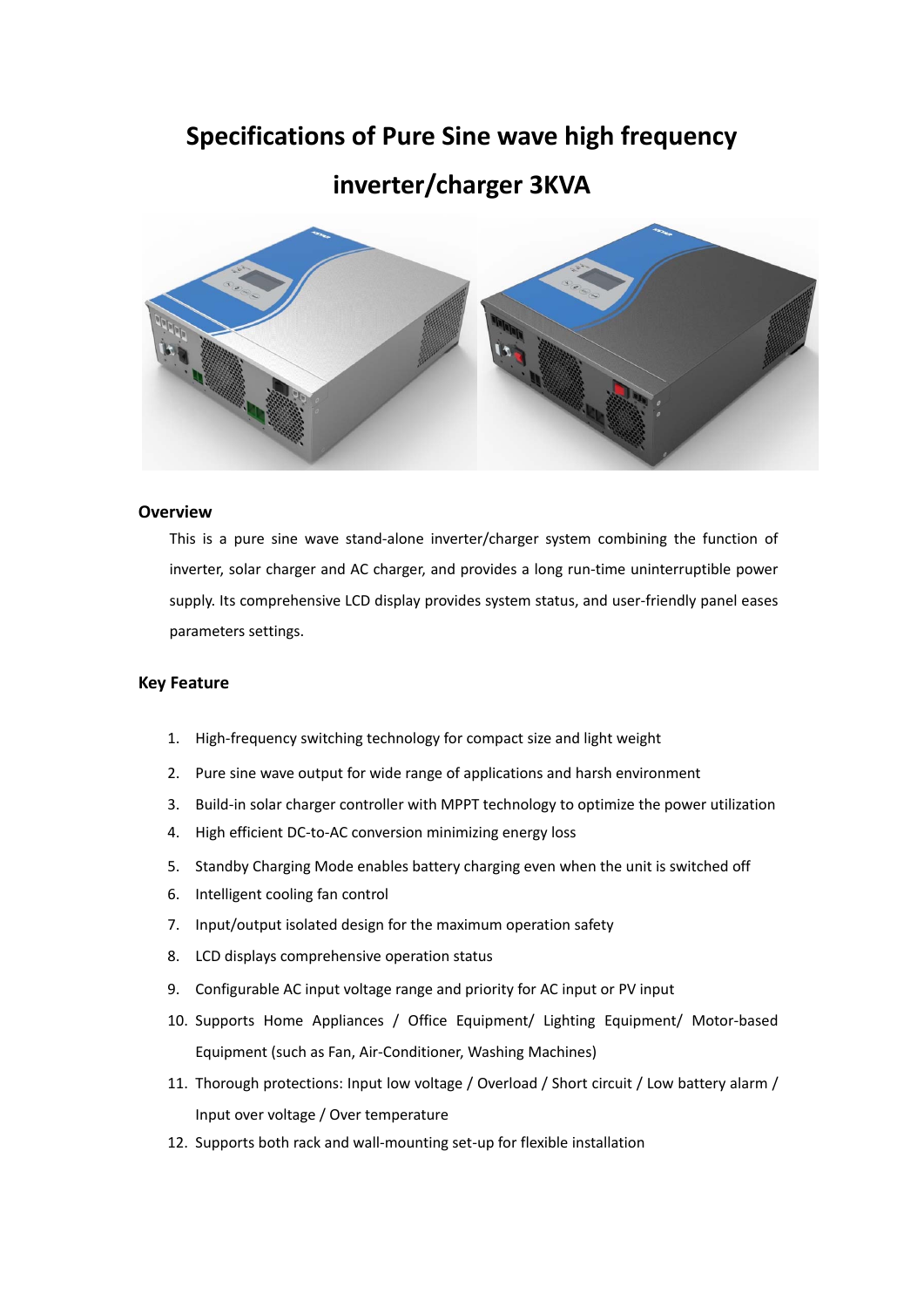# Specifications of Pure Sine wave high frequency inverter/charger 3KVA

## Overview

This is a pure sine wave stand-alone inverter/charger system combining the function of inverter, solar charger and AC charger, and provides a long run-time uninterruptible power supply. Its comprehensive LCD display provides system status, and user-friendly panel eases parameters settings.

## Key Feature

1. High-frequency switching technology for compact size and light weight
2. Pure sine wave output for wide range of applications and harsh environment
3. Build-in solar charger controller with MPPT technology to optimize the power utilization
4. High efficient DC-to-AC conversion minimizing energy loss
5. Standby Charging Mode enables battery charging even when the unit is switched off
6. Intelligent cooling fan control
7. Input/output isolated design for the maximum operation safety
8. LCD displays comprehensive operation status
9. Configurable AC input voltage range and priority for AC input or PV input
10. Supports Home Appliances / Office Equipment/ Lighting Equipment/ Motor-based Equipment (such as Fan, Air-Conditioner, Washing Machines)
11. Thorough protections: Input low voltage / Overload / Short circuit / Low battery alarm / Input over voltage / Over temperature
12. Supports both rack and wall-mounting set-up for flexible installation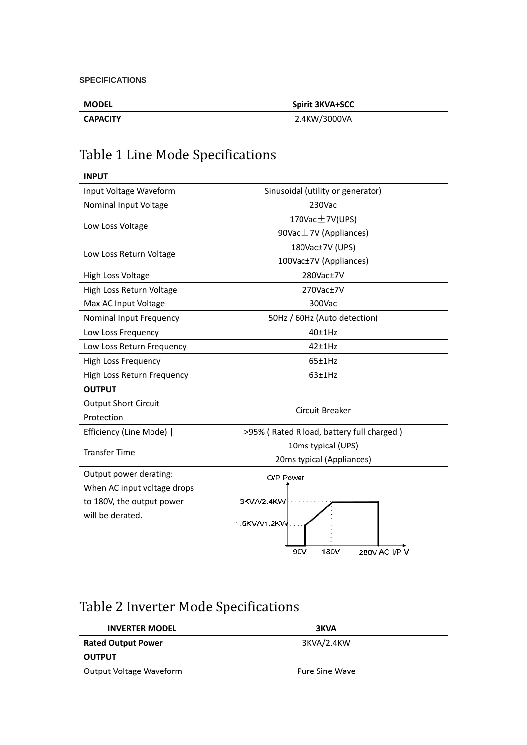**SPECIFICATIONS**

| MODEL | Spirit 3KVA+SCC |
|---|---|
| CAPACITY | 2.4KW/3000VA |

# Table 1 Line Mode Specifications

| INPUT | |
|---|---|
| Input Voltage Waveform | Sinusoidal (utility or generator) |
| Nominal Input Voltage | 230Vac |
| Low Loss Voltage | 170Vac±7V(UPS)<br>90Vac±7V (Appliances) |
| Low Loss Return Voltage | 180Vac±7V (UPS)<br>100Vac±7V (Appliances) |
| High Loss Voltage | 280Vac±7V |
| High Loss Return Voltage | 270Vac±7V |
| Max AC Input Voltage | 300Vac |
| Nominal Input Frequency | 50Hz / 60Hz (Auto detection) |
| Low Loss Frequency | 40±1Hz |
| Low Loss Return Frequency | 42±1Hz |
| High Loss Frequency | 65±1Hz |
| High Loss Return Frequency | 63±1Hz |
| **OUTPUT** | |
| Output Short Circuit Protection | Circuit Breaker |
| Efficiency (Line Mode) \| | >95% ( Rated R load, battery full charged ) |
| Transfer Time | 10ms typical (UPS)<br>20ms typical (Appliances) |
| Output power derating:<br>When AC input voltage drops to 180V, the output power will be derated. | O/P Power; 3KVA/2.4KW; 1.5KVA/1.2KW; 90V; 180V; 280V AC I/P V |

# Table 2 Inverter Mode Specifications

| INVERTER MODEL | 3KVA |
|---|---|
| **Rated Output Power** | 3KVA/2.4KW |
| **OUTPUT** | |
| Output Voltage Waveform | Pure Sine Wave |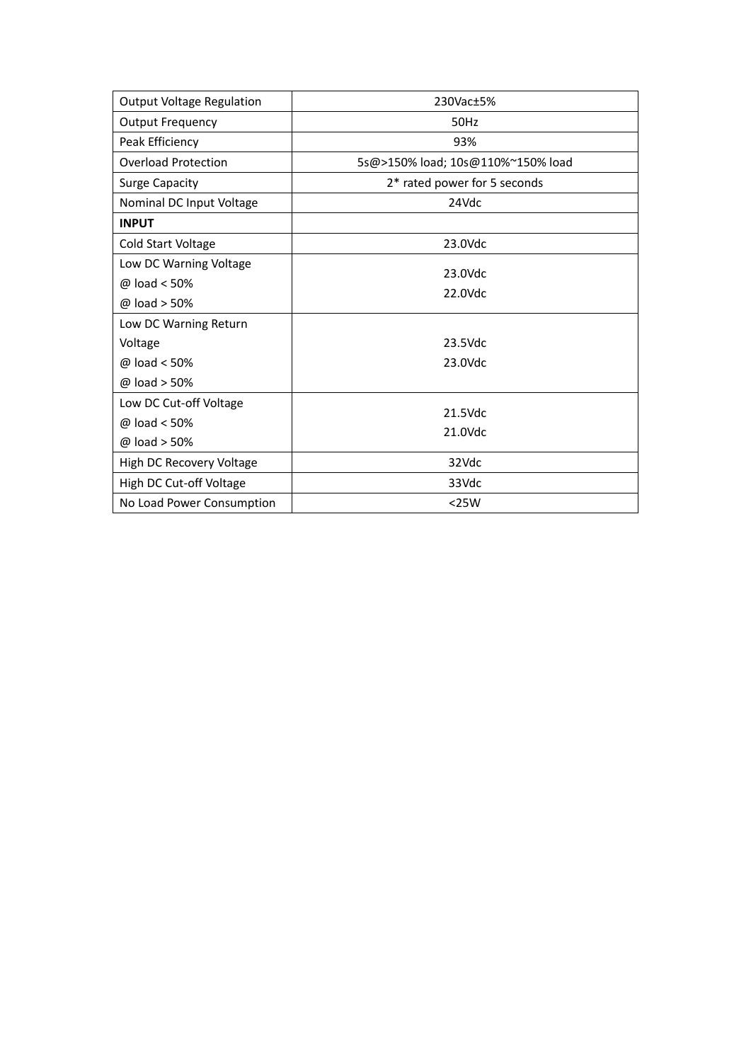| Output Voltage Regulation | 230Vac±5% |
| --- | --- |
| Output Frequency | 50Hz |
| Peak Efficiency | 93% |
| Overload Protection | 5s@>150% load; 10s@110%~150% load |
| Surge Capacity | 2* rated power for 5 seconds |
| Nominal DC Input Voltage | 24Vdc |
| **INPUT** | |
| Cold Start Voltage | 23.0Vdc |
| Low DC Warning Voltage<br>@ load < 50%<br>@ load > 50% | 23.0Vdc<br>22.0Vdc |
| Low DC Warning Return Voltage<br>@ load < 50%<br>@ load > 50% | 23.5Vdc<br>23.0Vdc |
| Low DC Cut-off Voltage<br>@ load < 50%<br>@ load > 50% | 21.5Vdc<br>21.0Vdc |
| High DC Recovery Voltage | 32Vdc |
| High DC Cut-off Voltage | 33Vdc |
| No Load Power Consumption | <25W |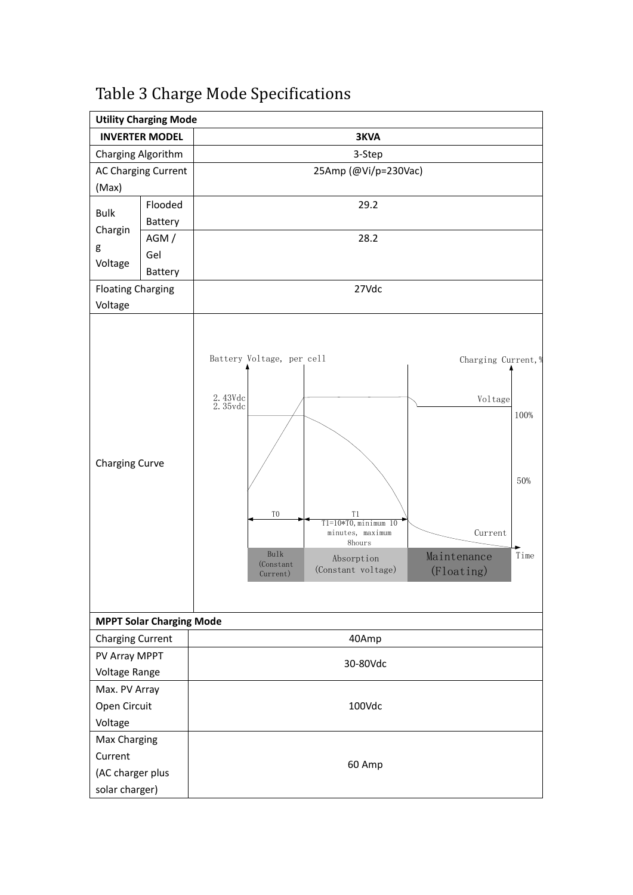# Table 3 Charge Mode Specifications

| Utility Charging Mode | | |
|---|---|---|
| **INVERTER MODEL** | | **3KVA** |
| Charging Algorithm | | 3-Step |
| AC Charging Current (Max) | | 25Amp (@Vi/p=230Vac) |
| Bulk Charging Voltage | Flooded Battery | 29.2 |
| | AGM / Gel Battery | 28.2 |
| Floating Charging Voltage | | 27Vdc |
| Charging Curve | | Battery Voltage, per cell; 2.43Vdc; 2.35vdc; Charging Current, %; Voltage; 100%; 50%; T0; T1; T1=10*T0, minimum 10 minutes, maximum 8hours; Current; Time; Bulk (Constant Current); Absorption (Constant voltage); Maintenance (Floating) |

| MPPT Solar Charging Mode | |
|---|---|
| Charging Current | 40Amp |
| PV Array MPPT Voltage Range | 30-80Vdc |
| Max. PV Array Open Circuit Voltage | 100Vdc |
| Max Charging Current (AC charger plus solar charger) | 60 Amp |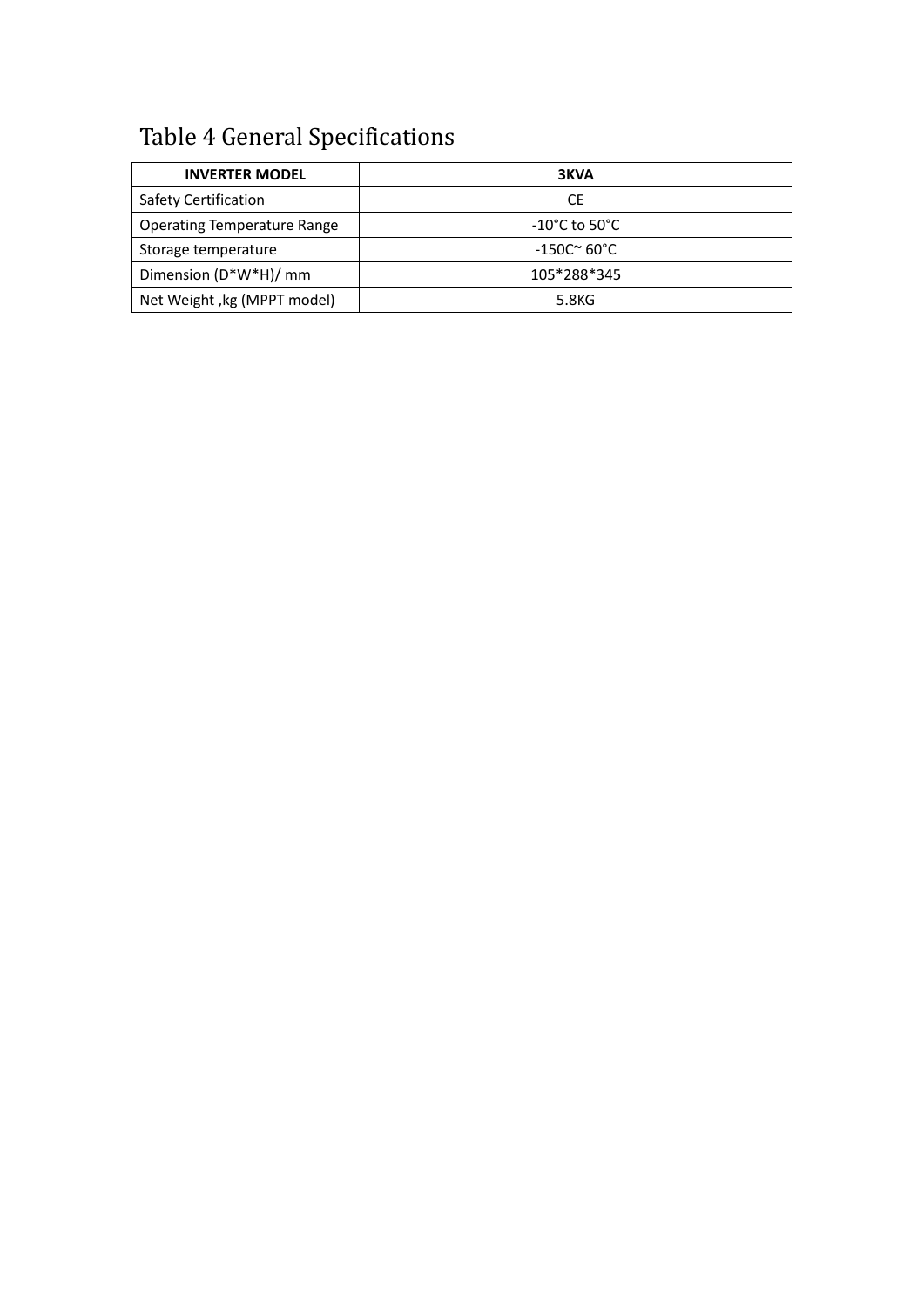# Table 4 General Specifications

| INVERTER MODEL | 3KVA |
|---|---|
| Safety Certification | CE |
| Operating Temperature Range | -10°C to 50°C |
| Storage temperature | -150C~ 60°C |
| Dimension (D*W*H)/ mm | 105*288*345 |
| Net Weight ,kg (MPPT model) | 5.8KG |